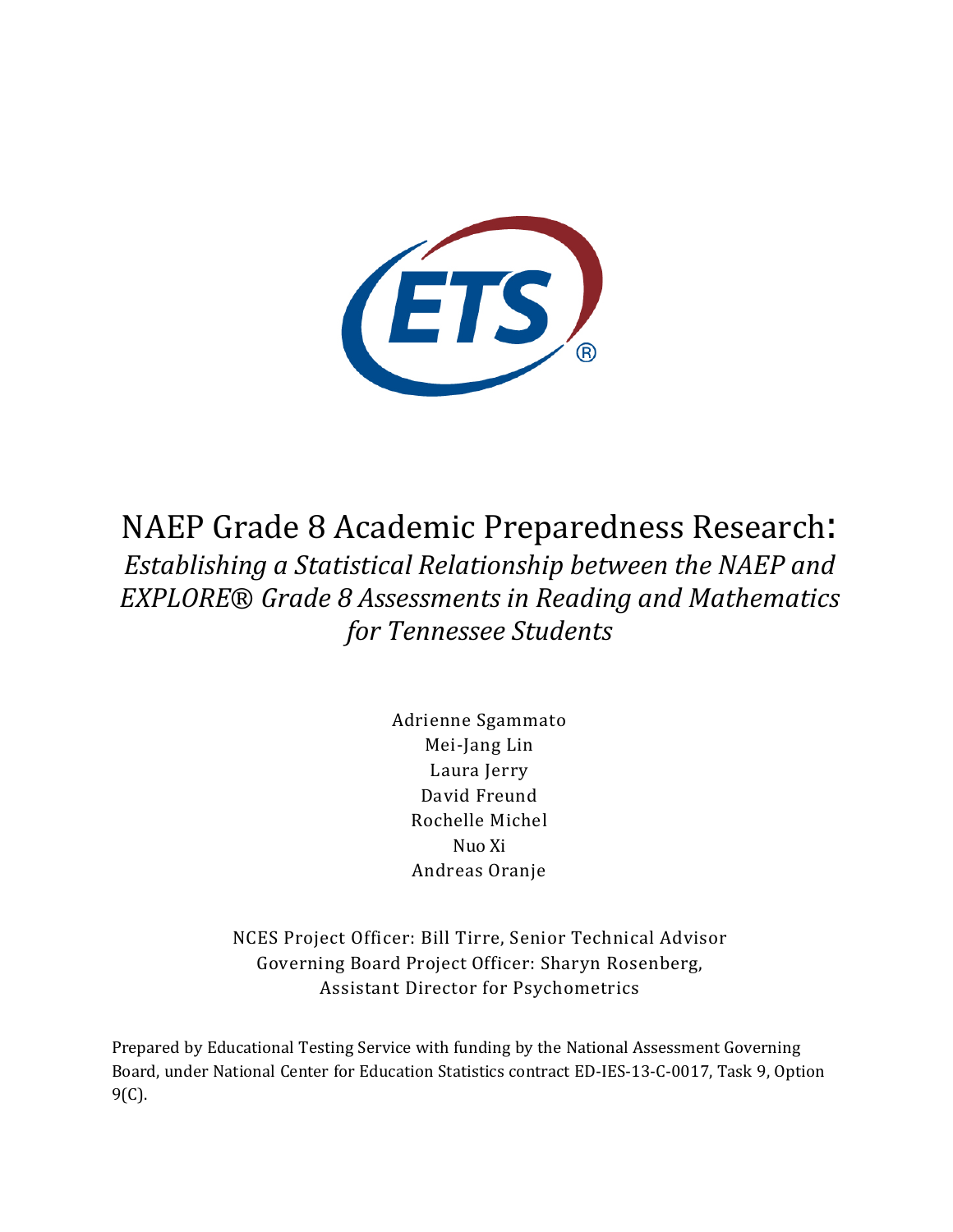# NAEP Grade 8 Academic Preparedness Research:

*Establishing a Statistical Relationship between the NAEP and EXPLORE® Grade 8 Assessments in Reading and Mathematics for Tennessee Students*

Adrienne Sgammato  
Mei-Jang Lin  
Laura Jerry  
David Freund  
Rochelle Michel  
Nuo Xi  
Andreas Oranje

NCES Project Officer: Bill Tirre, Senior Technical Advisor  
Governing Board Project Officer: Sharyn Rosenberg, Assistant Director for Psychometrics

Prepared by Educational Testing Service with funding by the National Assessment Governing Board, under National Center for Education Statistics contract ED-IES-13-C-0017, Task 9, Option 9(C).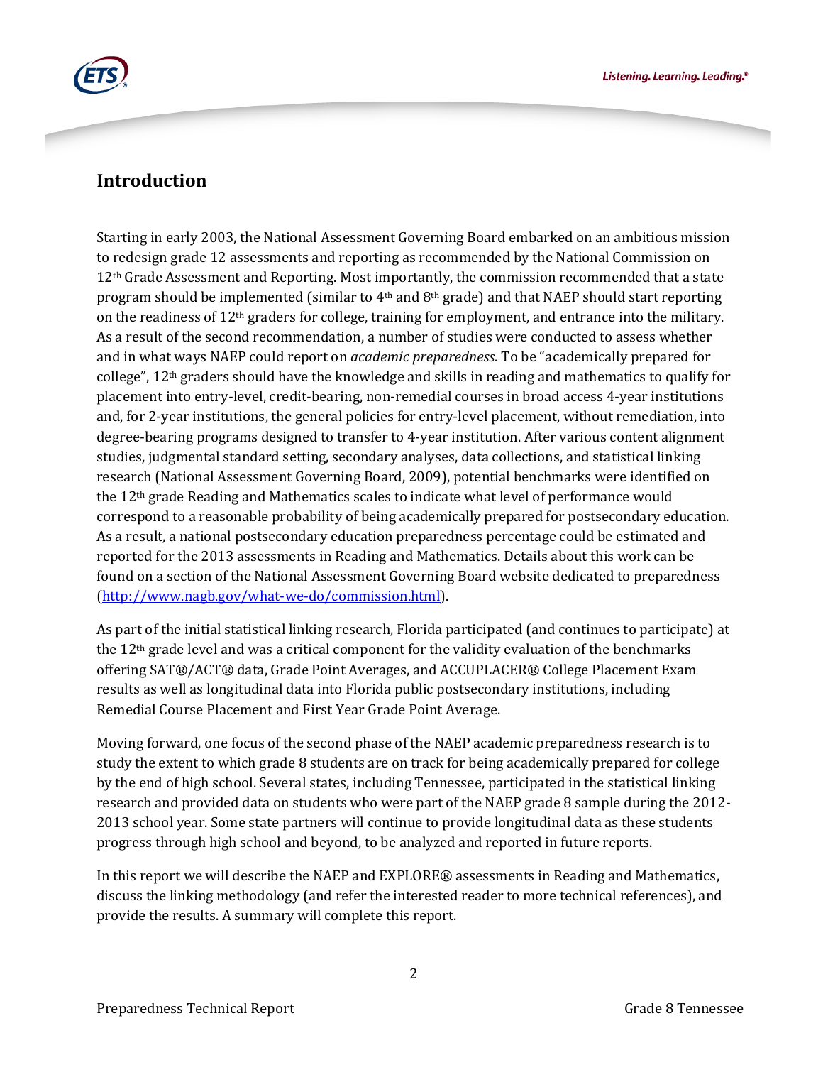## Introduction

Starting in early 2003, the National Assessment Governing Board embarked on an ambitious mission to redesign grade 12 assessments and reporting as recommended by the National Commission on 12th Grade Assessment and Reporting. Most importantly, the commission recommended that a state program should be implemented (similar to 4th and 8th grade) and that NAEP should start reporting on the readiness of 12th graders for college, training for employment, and entrance into the military. As a result of the second recommendation, a number of studies were conducted to assess whether and in what ways NAEP could report on *academic preparedness*. To be "academically prepared for college", 12th graders should have the knowledge and skills in reading and mathematics to qualify for placement into entry-level, credit-bearing, non-remedial courses in broad access 4-year institutions and, for 2-year institutions, the general policies for entry-level placement, without remediation, into degree-bearing programs designed to transfer to 4-year institution. After various content alignment studies, judgmental standard setting, secondary analyses, data collections, and statistical linking research (National Assessment Governing Board, 2009), potential benchmarks were identified on the 12th grade Reading and Mathematics scales to indicate what level of performance would correspond to a reasonable probability of being academically prepared for postsecondary education. As a result, a national postsecondary education preparedness percentage could be estimated and reported for the 2013 assessments in Reading and Mathematics. Details about this work can be found on a section of the National Assessment Governing Board website dedicated to preparedness (http://www.nagb.gov/what-we-do/commission.html).

As part of the initial statistical linking research, Florida participated (and continues to participate) at the 12th grade level and was a critical component for the validity evaluation of the benchmarks offering SAT®/ACT® data, Grade Point Averages, and ACCUPLACER® College Placement Exam results as well as longitudinal data into Florida public postsecondary institutions, including Remedial Course Placement and First Year Grade Point Average.

Moving forward, one focus of the second phase of the NAEP academic preparedness research is to study the extent to which grade 8 students are on track for being academically prepared for college by the end of high school. Several states, including Tennessee, participated in the statistical linking research and provided data on students who were part of the NAEP grade 8 sample during the 2012-2013 school year. Some state partners will continue to provide longitudinal data as these students progress through high school and beyond, to be analyzed and reported in future reports.

In this report we will describe the NAEP and EXPLORE® assessments in Reading and Mathematics, discuss the linking methodology (and refer the interested reader to more technical references), and provide the results. A summary will complete this report.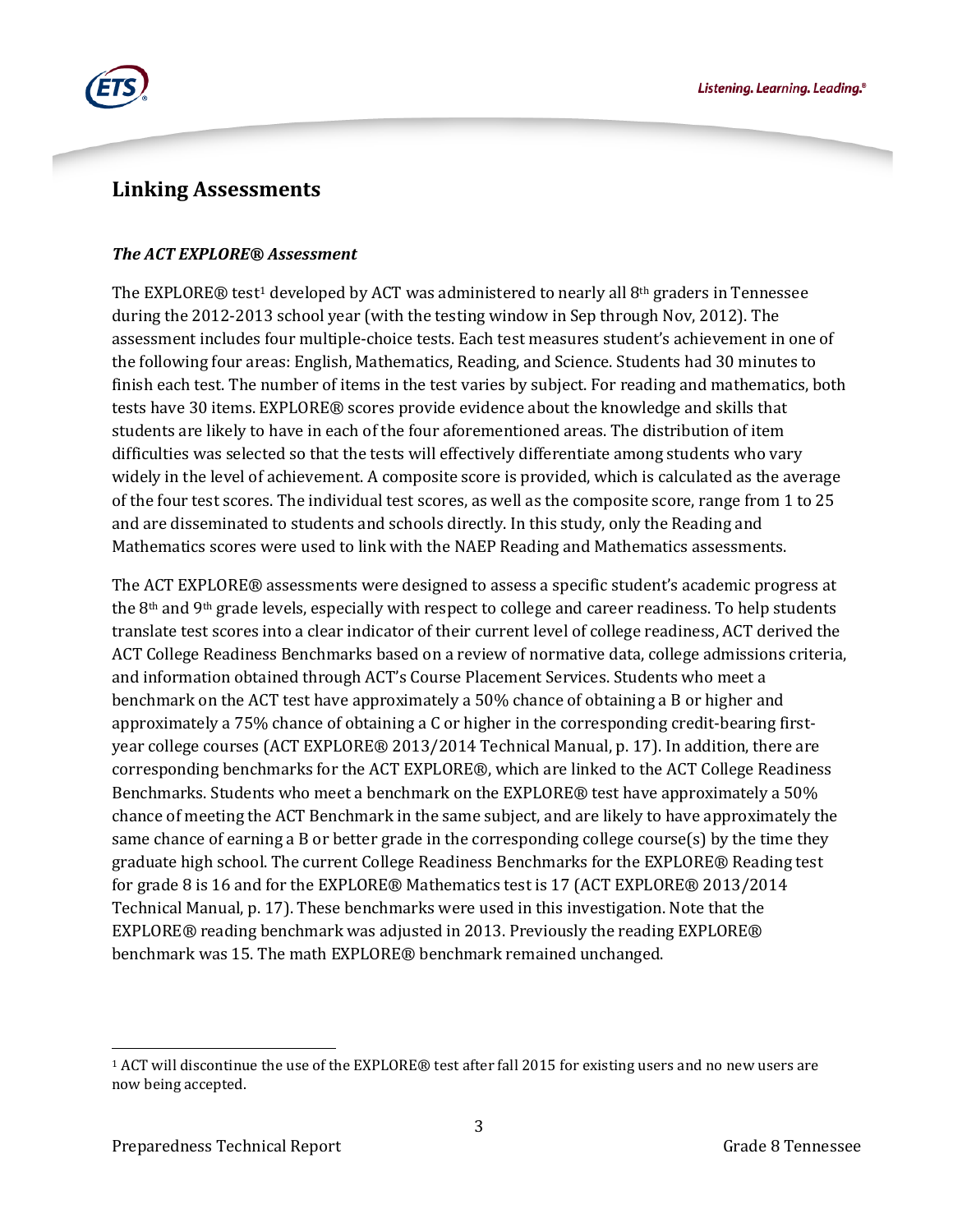## Linking Assessments

### *The ACT EXPLORE® Assessment*

The EXPLORE® test[1] developed by ACT was administered to nearly all 8th graders in Tennessee during the 2012-2013 school year (with the testing window in Sep through Nov, 2012). The assessment includes four multiple-choice tests. Each test measures student's achievement in one of the following four areas: English, Mathematics, Reading, and Science. Students had 30 minutes to finish each test. The number of items in the test varies by subject. For reading and mathematics, both tests have 30 items. EXPLORE® scores provide evidence about the knowledge and skills that students are likely to have in each of the four aforementioned areas. The distribution of item difficulties was selected so that the tests will effectively differentiate among students who vary widely in the level of achievement. A composite score is provided, which is calculated as the average of the four test scores. The individual test scores, as well as the composite score, range from 1 to 25 and are disseminated to students and schools directly. In this study, only the Reading and Mathematics scores were used to link with the NAEP Reading and Mathematics assessments.

The ACT EXPLORE® assessments were designed to assess a specific student's academic progress at the 8th and 9th grade levels, especially with respect to college and career readiness. To help students translate test scores into a clear indicator of their current level of college readiness, ACT derived the ACT College Readiness Benchmarks based on a review of normative data, college admissions criteria, and information obtained through ACT's Course Placement Services. Students who meet a benchmark on the ACT test have approximately a 50% chance of obtaining a B or higher and approximately a 75% chance of obtaining a C or higher in the corresponding credit-bearing first-year college courses (ACT EXPLORE® 2013/2014 Technical Manual, p. 17). In addition, there are corresponding benchmarks for the ACT EXPLORE®, which are linked to the ACT College Readiness Benchmarks. Students who meet a benchmark on the EXPLORE® test have approximately a 50% chance of meeting the ACT Benchmark in the same subject, and are likely to have approximately the same chance of earning a B or better grade in the corresponding college course(s) by the time they graduate high school. The current College Readiness Benchmarks for the EXPLORE® Reading test for grade 8 is 16 and for the EXPLORE® Mathematics test is 17 (ACT EXPLORE® 2013/2014 Technical Manual, p. 17). These benchmarks were used in this investigation. Note that the EXPLORE® reading benchmark was adjusted in 2013. Previously the reading EXPLORE® benchmark was 15. The math EXPLORE® benchmark remained unchanged.

[1] ACT will discontinue the use of the EXPLORE® test after fall 2015 for existing users and no new users are now being accepted.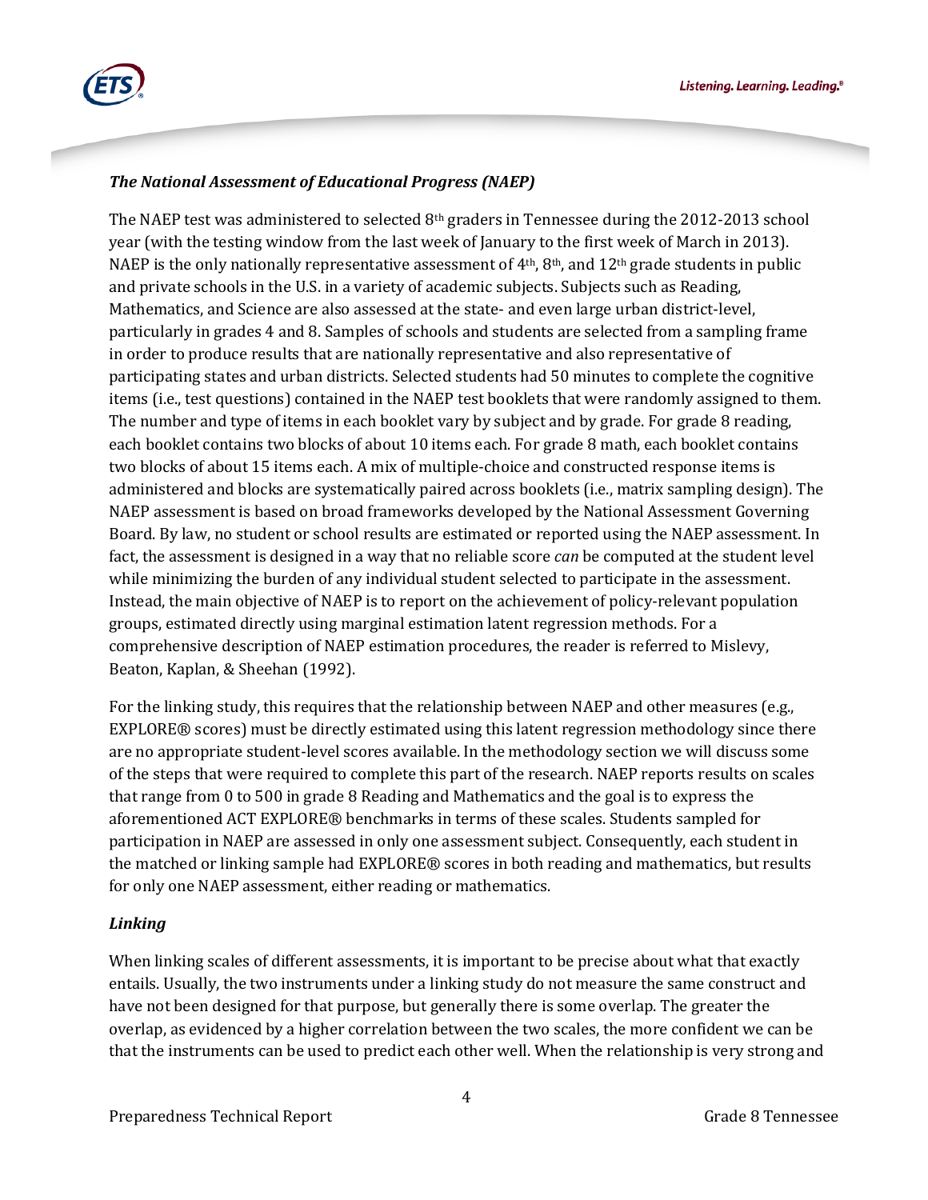### *The National Assessment of Educational Progress (NAEP)*

The NAEP test was administered to selected 8th graders in Tennessee during the 2012-2013 school year (with the testing window from the last week of January to the first week of March in 2013). NAEP is the only nationally representative assessment of 4th, 8th, and 12th grade students in public and private schools in the U.S. in a variety of academic subjects. Subjects such as Reading, Mathematics, and Science are also assessed at the state- and even large urban district-level, particularly in grades 4 and 8. Samples of schools and students are selected from a sampling frame in order to produce results that are nationally representative and also representative of participating states and urban districts. Selected students had 50 minutes to complete the cognitive items (i.e., test questions) contained in the NAEP test booklets that were randomly assigned to them. The number and type of items in each booklet vary by subject and by grade. For grade 8 reading, each booklet contains two blocks of about 10 items each. For grade 8 math, each booklet contains two blocks of about 15 items each. A mix of multiple-choice and constructed response items is administered and blocks are systematically paired across booklets (i.e., matrix sampling design). The NAEP assessment is based on broad frameworks developed by the National Assessment Governing Board. By law, no student or school results are estimated or reported using the NAEP assessment. In fact, the assessment is designed in a way that no reliable score *can* be computed at the student level while minimizing the burden of any individual student selected to participate in the assessment. Instead, the main objective of NAEP is to report on the achievement of policy-relevant population groups, estimated directly using marginal estimation latent regression methods. For a comprehensive description of NAEP estimation procedures, the reader is referred to Mislevy, Beaton, Kaplan, & Sheehan (1992).

For the linking study, this requires that the relationship between NAEP and other measures (e.g., EXPLORE® scores) must be directly estimated using this latent regression methodology since there are no appropriate student-level scores available. In the methodology section we will discuss some of the steps that were required to complete this part of the research. NAEP reports results on scales that range from 0 to 500 in grade 8 Reading and Mathematics and the goal is to express the aforementioned ACT EXPLORE® benchmarks in terms of these scales. Students sampled for participation in NAEP are assessed in only one assessment subject. Consequently, each student in the matched or linking sample had EXPLORE® scores in both reading and mathematics, but results for only one NAEP assessment, either reading or mathematics.

### *Linking*

When linking scales of different assessments, it is important to be precise about what that exactly entails. Usually, the two instruments under a linking study do not measure the same construct and have not been designed for that purpose, but generally there is some overlap. The greater the overlap, as evidenced by a higher correlation between the two scales, the more confident we can be that the instruments can be used to predict each other well. When the relationship is very strong and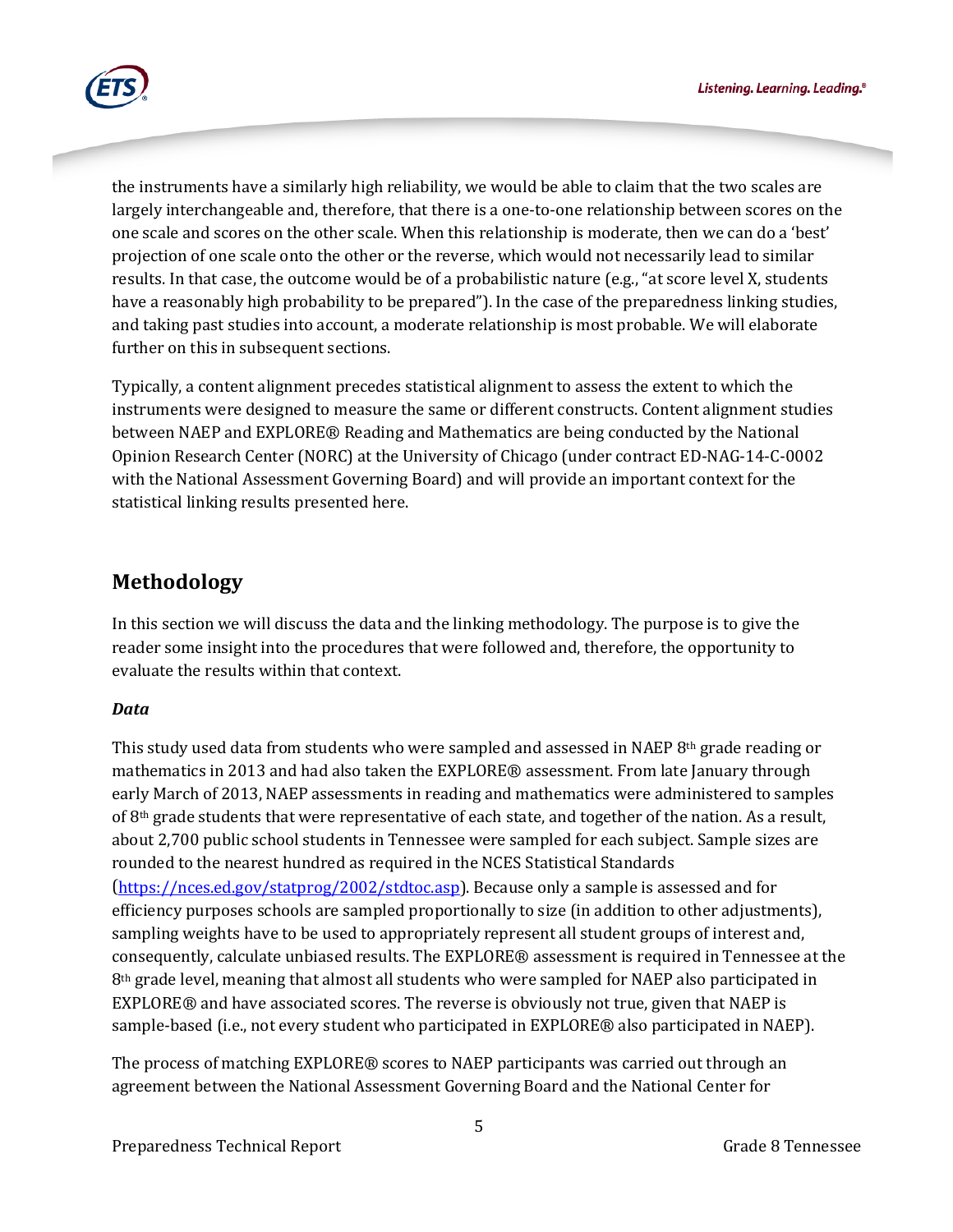the instruments have a similarly high reliability, we would be able to claim that the two scales are largely interchangeable and, therefore, that there is a one-to-one relationship between scores on the one scale and scores on the other scale. When this relationship is moderate, then we can do a 'best' projection of one scale onto the other or the reverse, which would not necessarily lead to similar results. In that case, the outcome would be of a probabilistic nature (e.g., "at score level X, students have a reasonably high probability to be prepared"). In the case of the preparedness linking studies, and taking past studies into account, a moderate relationship is most probable. We will elaborate further on this in subsequent sections.

Typically, a content alignment precedes statistical alignment to assess the extent to which the instruments were designed to measure the same or different constructs. Content alignment studies between NAEP and EXPLORE® Reading and Mathematics are being conducted by the National Opinion Research Center (NORC) at the University of Chicago (under contract ED-NAG-14-C-0002 with the National Assessment Governing Board) and will provide an important context for the statistical linking results presented here.

## Methodology

In this section we will discuss the data and the linking methodology. The purpose is to give the reader some insight into the procedures that were followed and, therefore, the opportunity to evaluate the results within that context.

### *Data*

This study used data from students who were sampled and assessed in NAEP 8th grade reading or mathematics in 2013 and had also taken the EXPLORE® assessment. From late January through early March of 2013, NAEP assessments in reading and mathematics were administered to samples of 8th grade students that were representative of each state, and together of the nation. As a result, about 2,700 public school students in Tennessee were sampled for each subject. Sample sizes are rounded to the nearest hundred as required in the NCES Statistical Standards (https://nces.ed.gov/statprog/2002/stdtoc.asp). Because only a sample is assessed and for efficiency purposes schools are sampled proportionally to size (in addition to other adjustments), sampling weights have to be used to appropriately represent all student groups of interest and, consequently, calculate unbiased results. The EXPLORE® assessment is required in Tennessee at the 8th grade level, meaning that almost all students who were sampled for NAEP also participated in EXPLORE® and have associated scores. The reverse is obviously not true, given that NAEP is sample-based (i.e., not every student who participated in EXPLORE® also participated in NAEP).

The process of matching EXPLORE® scores to NAEP participants was carried out through an agreement between the National Assessment Governing Board and the National Center for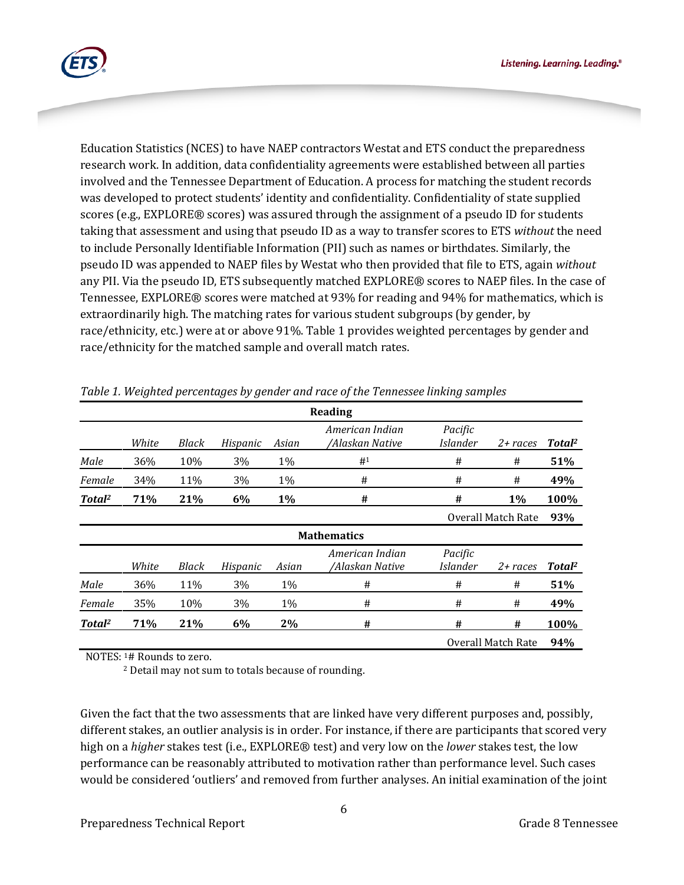Education Statistics (NCES) to have NAEP contractors Westat and ETS conduct the preparedness research work. In addition, data confidentiality agreements were established between all parties involved and the Tennessee Department of Education. A process for matching the student records was developed to protect students' identity and confidentiality. Confidentiality of state supplied scores (e.g., EXPLORE® scores) was assured through the assignment of a pseudo ID for students taking that assessment and using that pseudo ID as a way to transfer scores to ETS *without* the need to include Personally Identifiable Information (PII) such as names or birthdates. Similarly, the pseudo ID was appended to NAEP files by Westat who then provided that file to ETS, again *without* any PII. Via the pseudo ID, ETS subsequently matched EXPLORE® scores to NAEP files. In the case of Tennessee, EXPLORE® scores were matched at 93% for reading and 94% for mathematics, which is extraordinarily high. The matching rates for various student subgroups (by gender, by race/ethnicity, etc.) were at or above 91%. Table 1 provides weighted percentages by gender and race/ethnicity for the matched sample and overall match rates.

*Table 1. Weighted percentages by gender and race of the Tennessee linking samples*

| **Reading** | | | | | | | | |
|---|---|---|---|---|---|---|---|---|
| | *White* | *Black* | *Hispanic* | *Asian* | *American Indian /Alaskan Native* | *Pacific Islander* | *2+ races* | ***Total*[2]** |
| *Male* | 36% | 10% | 3% | 1% | #[1] | # | # | **51%** |
| *Female* | 34% | 11% | 3% | 1% | # | # | # | **49%** |
| ***Total*[2]** | **71%** | **21%** | **6%** | **1%** | **#** | **#** | **1%** | **100%** |
| | | | | | | Overall Match Rate | | **93%** |
| **Mathematics** | | | | | | | | |
| | *White* | *Black* | *Hispanic* | *Asian* | *American Indian /Alaskan Native* | *Pacific Islander* | *2+ races* | ***Total*[2]** |
| *Male* | 36% | 11% | 3% | 1% | # | # | # | **51%** |
| *Female* | 35% | 10% | 3% | 1% | # | # | # | **49%** |
| ***Total*[2]** | **71%** | **21%** | **6%** | **2%** | **#** | **#** | **#** | **100%** |
| | | | | | | Overall Match Rate | | **94%** |

NOTES: [1]# Rounds to zero.
[2] Detail may not sum to totals because of rounding.

Given the fact that the two assessments that are linked have very different purposes and, possibly, different stakes, an outlier analysis is in order. For instance, if there are participants that scored very high on a *higher* stakes test (i.e., EXPLORE® test) and very low on the *lower* stakes test, the low performance can be reasonably attributed to motivation rather than performance level. Such cases would be considered 'outliers' and removed from further analyses. An initial examination of the joint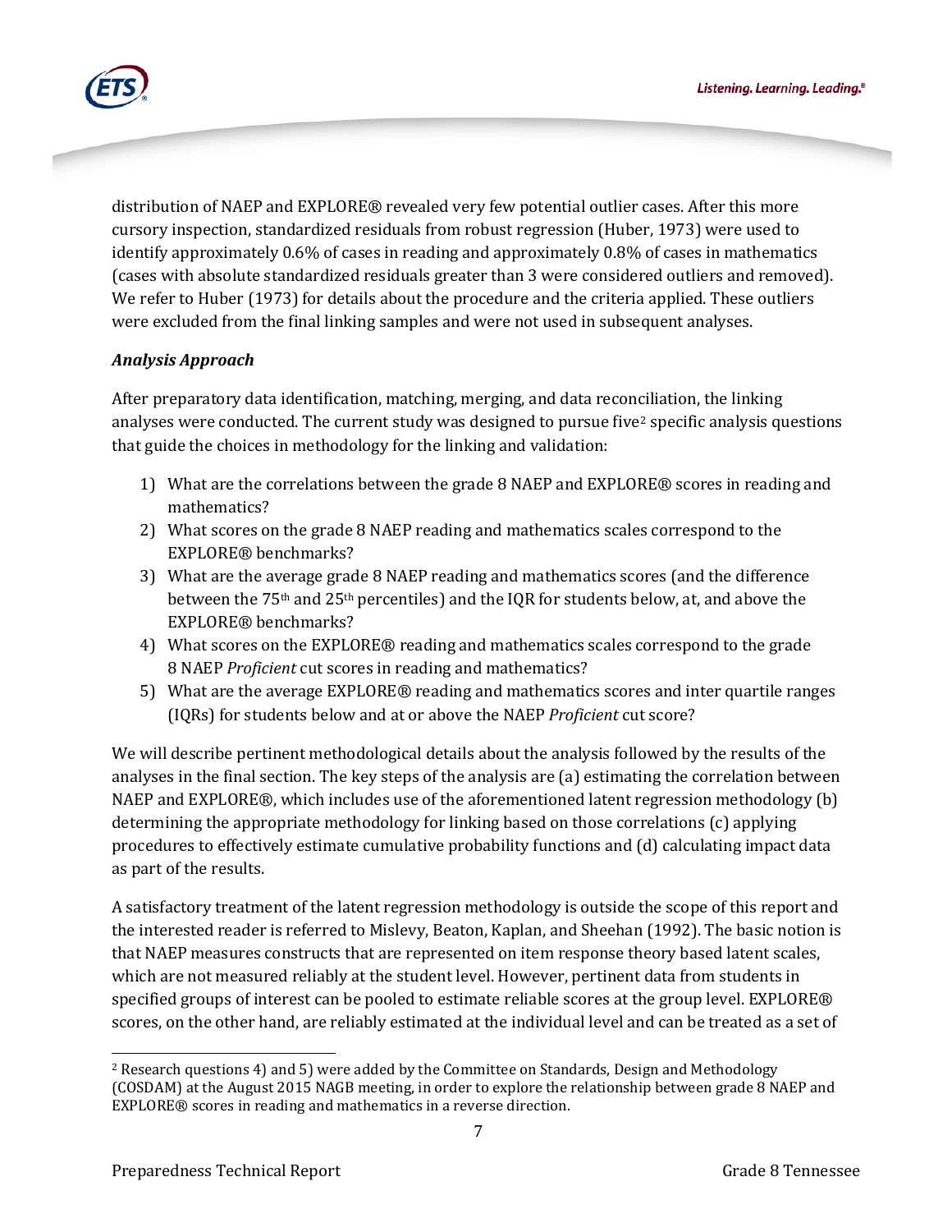distribution of NAEP and EXPLORE® revealed very few potential outlier cases. After this more cursory inspection, standardized residuals from robust regression (Huber, 1973) were used to identify approximately 0.6% of cases in reading and approximately 0.8% of cases in mathematics (cases with absolute standardized residuals greater than 3 were considered outliers and removed). We refer to Huber (1973) for details about the procedure and the criteria applied. These outliers were excluded from the final linking samples and were not used in subsequent analyses.

### *Analysis Approach*

After preparatory data identification, matching, merging, and data reconciliation, the linking analyses were conducted. The current study was designed to pursue five[2] specific analysis questions that guide the choices in methodology for the linking and validation:

1) What are the correlations between the grade 8 NAEP and EXPLORE® scores in reading and mathematics?
2) What scores on the grade 8 NAEP reading and mathematics scales correspond to the EXPLORE® benchmarks?
3) What are the average grade 8 NAEP reading and mathematics scores (and the difference between the 75th and 25th percentiles) and the IQR for students below, at, and above the EXPLORE® benchmarks?
4) What scores on the EXPLORE® reading and mathematics scales correspond to the grade 8 NAEP *Proficient* cut scores in reading and mathematics?
5) What are the average EXPLORE® reading and mathematics scores and inter quartile ranges (IQRs) for students below and at or above the NAEP *Proficient* cut score?

We will describe pertinent methodological details about the analysis followed by the results of the analyses in the final section. The key steps of the analysis are (a) estimating the correlation between NAEP and EXPLORE®, which includes use of the aforementioned latent regression methodology (b) determining the appropriate methodology for linking based on those correlations (c) applying procedures to effectively estimate cumulative probability functions and (d) calculating impact data as part of the results.

A satisfactory treatment of the latent regression methodology is outside the scope of this report and the interested reader is referred to Mislevy, Beaton, Kaplan, and Sheehan (1992). The basic notion is that NAEP measures constructs that are represented on item response theory based latent scales, which are not measured reliably at the student level. However, pertinent data from students in specified groups of interest can be pooled to estimate reliable scores at the group level. EXPLORE® scores, on the other hand, are reliably estimated at the individual level and can be treated as a set of

---

[2] Research questions 4) and 5) were added by the Committee on Standards, Design and Methodology (COSDAM) at the August 2015 NAGB meeting, in order to explore the relationship between grade 8 NAEP and EXPLORE® scores in reading and mathematics in a reverse direction.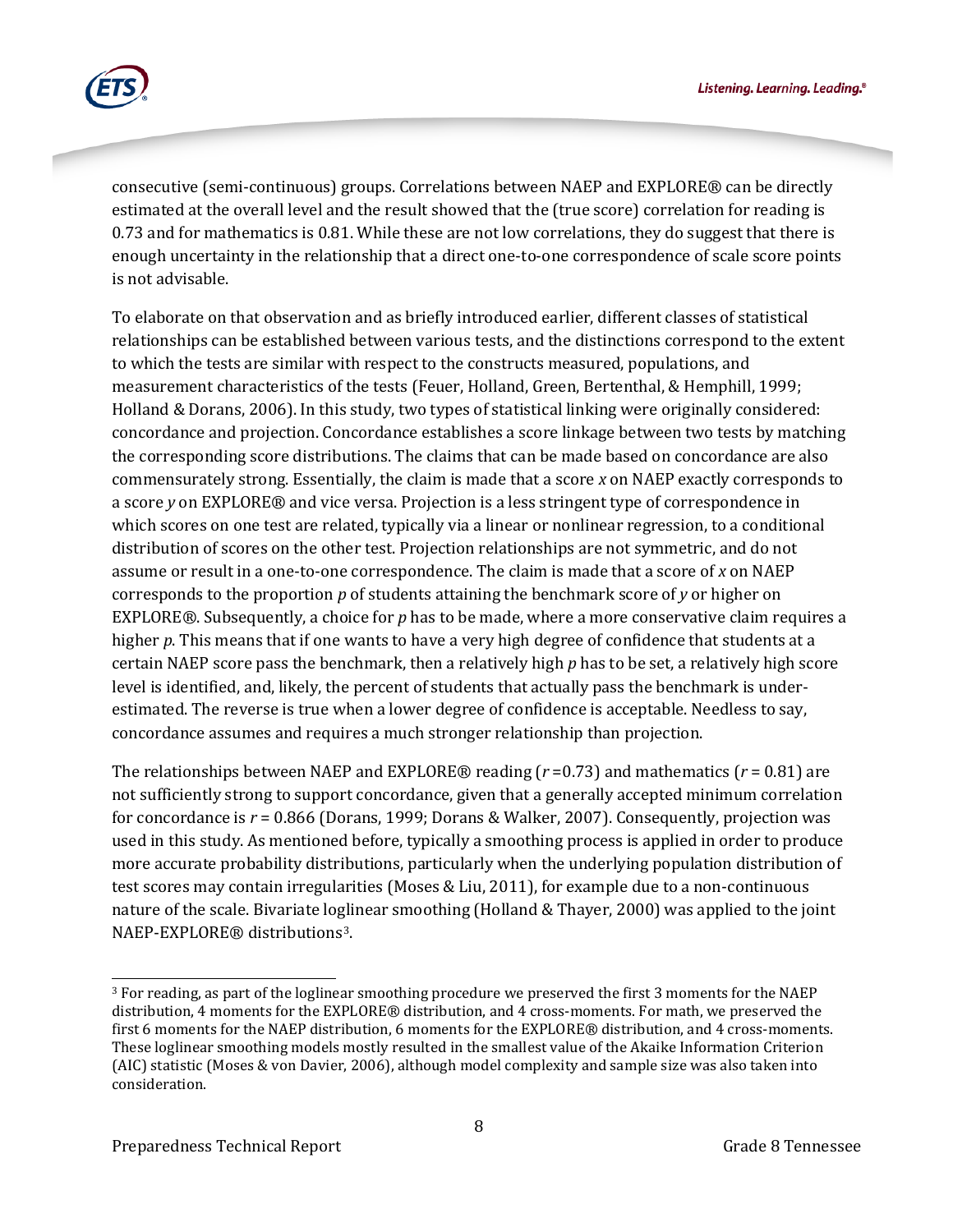consecutive (semi-continuous) groups. Correlations between NAEP and EXPLORE® can be directly estimated at the overall level and the result showed that the (true score) correlation for reading is 0.73 and for mathematics is 0.81. While these are not low correlations, they do suggest that there is enough uncertainty in the relationship that a direct one-to-one correspondence of scale score points is not advisable.

To elaborate on that observation and as briefly introduced earlier, different classes of statistical relationships can be established between various tests, and the distinctions correspond to the extent to which the tests are similar with respect to the constructs measured, populations, and measurement characteristics of the tests (Feuer, Holland, Green, Bertenthal, & Hemphill, 1999; Holland & Dorans, 2006). In this study, two types of statistical linking were originally considered: concordance and projection. Concordance establishes a score linkage between two tests by matching the corresponding score distributions. The claims that can be made based on concordance are also commensurately strong. Essentially, the claim is made that a score $x$ on NAEP exactly corresponds to a score $y$ on EXPLORE® and vice versa. Projection is a less stringent type of correspondence in which scores on one test are related, typically via a linear or nonlinear regression, to a conditional distribution of scores on the other test. Projection relationships are not symmetric, and do not assume or result in a one-to-one correspondence. The claim is made that a score of $x$ on NAEP corresponds to the proportion $p$ of students attaining the benchmark score of $y$ or higher on EXPLORE®. Subsequently, a choice for $p$ has to be made, where a more conservative claim requires a higher $p$. This means that if one wants to have a very high degree of confidence that students at a certain NAEP score pass the benchmark, then a relatively high $p$ has to be set, a relatively high score level is identified, and, likely, the percent of students that actually pass the benchmark is under-estimated. The reverse is true when a lower degree of confidence is acceptable. Needless to say, concordance assumes and requires a much stronger relationship than projection.

The relationships between NAEP and EXPLORE® reading ($r$ =0.73) and mathematics ($r$ = 0.81) are not sufficiently strong to support concordance, given that a generally accepted minimum correlation for concordance is $r$ = 0.866 (Dorans, 1999; Dorans & Walker, 2007). Consequently, projection was used in this study. As mentioned before, typically a smoothing process is applied in order to produce more accurate probability distributions, particularly when the underlying population distribution of test scores may contain irregularities (Moses & Liu, 2011), for example due to a non-continuous nature of the scale. Bivariate loglinear smoothing (Holland & Thayer, 2000) was applied to the joint NAEP-EXPLORE® distributions[3].

[3] For reading, as part of the loglinear smoothing procedure we preserved the first 3 moments for the NAEP distribution, 4 moments for the EXPLORE® distribution, and 4 cross-moments. For math, we preserved the first 6 moments for the NAEP distribution, 6 moments for the EXPLORE® distribution, and 4 cross-moments. These loglinear smoothing models mostly resulted in the smallest value of the Akaike Information Criterion (AIC) statistic (Moses & von Davier, 2006), although model complexity and sample size was also taken into consideration.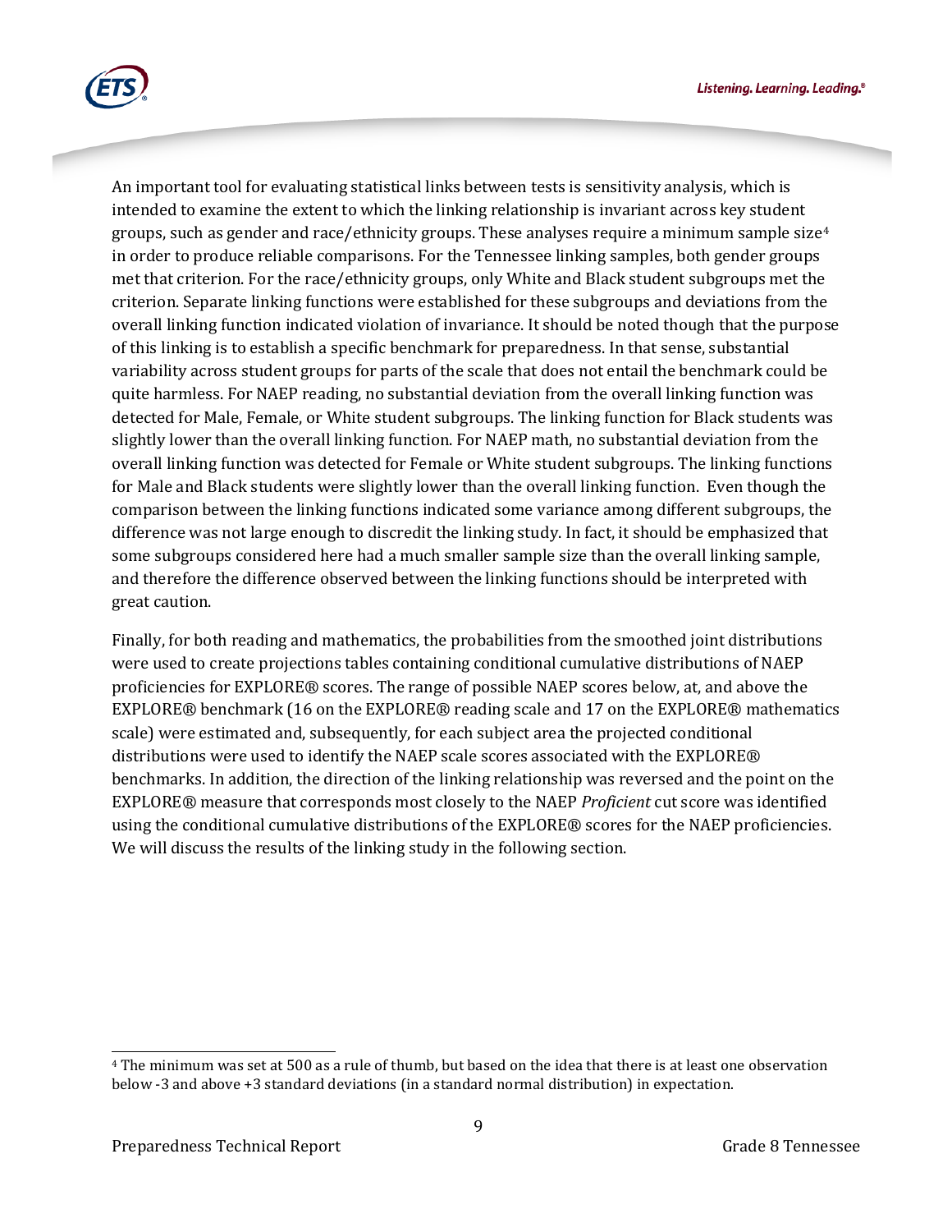An important tool for evaluating statistical links between tests is sensitivity analysis, which is intended to examine the extent to which the linking relationship is invariant across key student groups, such as gender and race/ethnicity groups. These analyses require a minimum sample size[4] in order to produce reliable comparisons. For the Tennessee linking samples, both gender groups met that criterion. For the race/ethnicity groups, only White and Black student subgroups met the criterion. Separate linking functions were established for these subgroups and deviations from the overall linking function indicated violation of invariance. It should be noted though that the purpose of this linking is to establish a specific benchmark for preparedness. In that sense, substantial variability across student groups for parts of the scale that does not entail the benchmark could be quite harmless. For NAEP reading, no substantial deviation from the overall linking function was detected for Male, Female, or White student subgroups. The linking function for Black students was slightly lower than the overall linking function. For NAEP math, no substantial deviation from the overall linking function was detected for Female or White student subgroups. The linking functions for Male and Black students were slightly lower than the overall linking function. Even though the comparison between the linking functions indicated some variance among different subgroups, the difference was not large enough to discredit the linking study. In fact, it should be emphasized that some subgroups considered here had a much smaller sample size than the overall linking sample, and therefore the difference observed between the linking functions should be interpreted with great caution.

Finally, for both reading and mathematics, the probabilities from the smoothed joint distributions were used to create projections tables containing conditional cumulative distributions of NAEP proficiencies for EXPLORE® scores. The range of possible NAEP scores below, at, and above the EXPLORE® benchmark (16 on the EXPLORE® reading scale and 17 on the EXPLORE® mathematics scale) were estimated and, subsequently, for each subject area the projected conditional distributions were used to identify the NAEP scale scores associated with the EXPLORE® benchmarks. In addition, the direction of the linking relationship was reversed and the point on the EXPLORE® measure that corresponds most closely to the NAEP *Proficient* cut score was identified using the conditional cumulative distributions of the EXPLORE® scores for the NAEP proficiencies. We will discuss the results of the linking study in the following section.

---

[4] The minimum was set at 500 as a rule of thumb, but based on the idea that there is at least one observation below -3 and above +3 standard deviations (in a standard normal distribution) in expectation.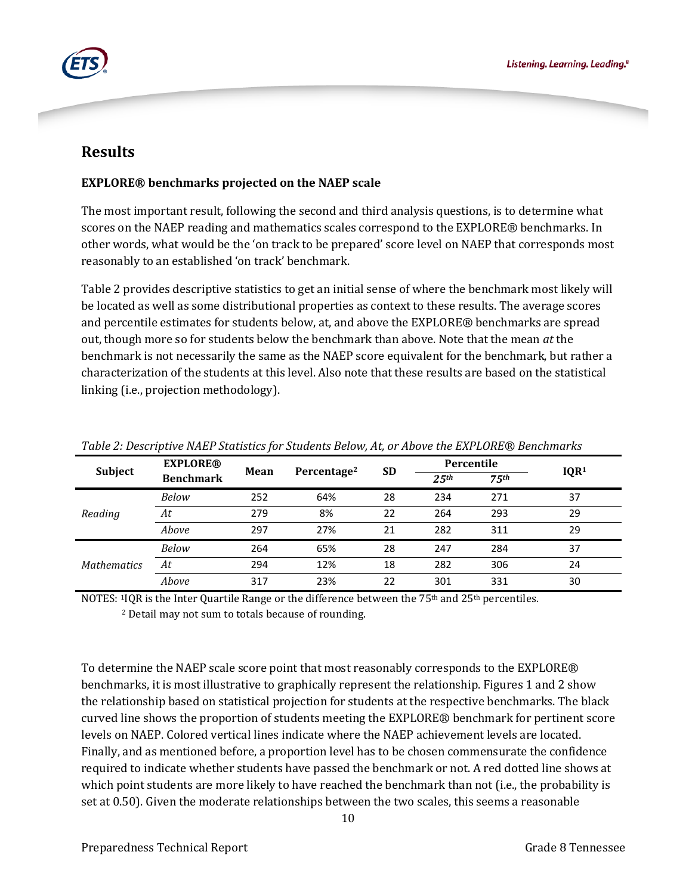## Results

### EXPLORE® benchmarks projected on the NAEP scale

The most important result, following the second and third analysis questions, is to determine what scores on the NAEP reading and mathematics scales correspond to the EXPLORE® benchmarks. In other words, what would be the 'on track to be prepared' score level on NAEP that corresponds most reasonably to an established 'on track' benchmark.

Table 2 provides descriptive statistics to get an initial sense of where the benchmark most likely will be located as well as some distributional properties as context to these results. The average scores and percentile estimates for students below, at, and above the EXPLORE® benchmarks are spread out, though more so for students below the benchmark than above. Note that the mean *at* the benchmark is not necessarily the same as the NAEP score equivalent for the benchmark, but rather a characterization of the students at this level. Also note that these results are based on the statistical linking (i.e., projection methodology).

*Table 2: Descriptive NAEP Statistics for Students Below, At, or Above the EXPLORE® Benchmarks*

| Subject | EXPLORE® Benchmark | Mean | Percentage[2] | SD | Percentile | | IQR[1] |
|---|---|---|---|---|---|---|---|
| | | | | | *25th* | *75th* | |
| *Reading* | *Below* | 252 | 64% | 28 | 234 | 271 | 37 |
| | *At* | 279 | 8% | 22 | 264 | 293 | 29 |
| | *Above* | 297 | 27% | 21 | 282 | 311 | 29 |
| *Mathematics* | *Below* | 264 | 65% | 28 | 247 | 284 | 37 |
| | *At* | 294 | 12% | 18 | 282 | 306 | 24 |
| | *Above* | 317 | 23% | 22 | 301 | 331 | 30 |

NOTES: [1]IQR is the Inter Quartile Range or the difference between the 75th and 25th percentiles.
[2] Detail may not sum to totals because of rounding.

To determine the NAEP scale score point that most reasonably corresponds to the EXPLORE® benchmarks, it is most illustrative to graphically represent the relationship. Figures 1 and 2 show the relationship based on statistical projection for students at the respective benchmarks. The black curved line shows the proportion of students meeting the EXPLORE® benchmark for pertinent score levels on NAEP. Colored vertical lines indicate where the NAEP achievement levels are located. Finally, and as mentioned before, a proportion level has to be chosen commensurate the confidence required to indicate whether students have passed the benchmark or not. A red dotted line shows at which point students are more likely to have reached the benchmark than not (i.e., the probability is set at 0.50). Given the moderate relationships between the two scales, this seems a reasonable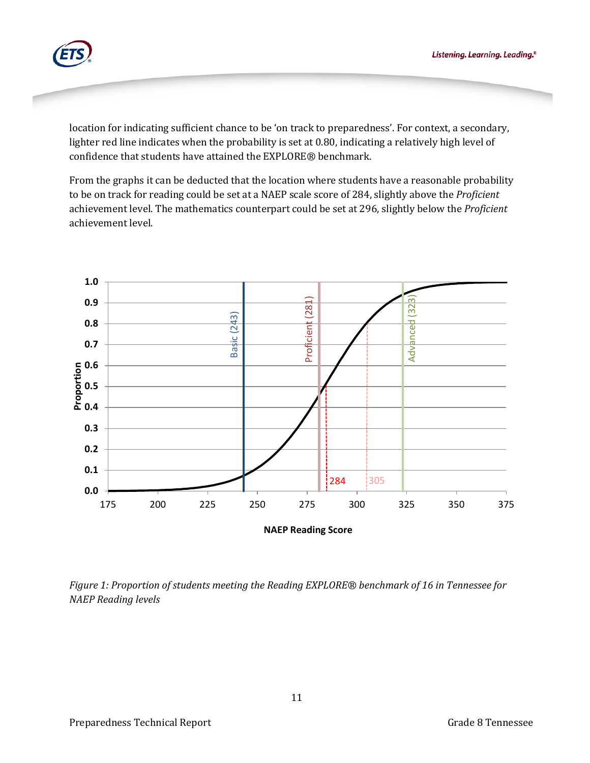location for indicating sufficient chance to be 'on track to preparedness'. For context, a secondary, lighter red line indicates when the probability is set at 0.80, indicating a relatively high level of confidence that students have attained the EXPLORE® benchmark.

From the graphs it can be deducted that the location where students have a reasonable probability to be on track for reading could be set at a NAEP scale score of 284, slightly above the *Proficient* achievement level. The mathematics counterpart could be set at 296, slightly below the *Proficient* achievement level.

*Figure 1: Proportion of students meeting the Reading EXPLORE® benchmark of 16 in Tennessee for NAEP Reading levels*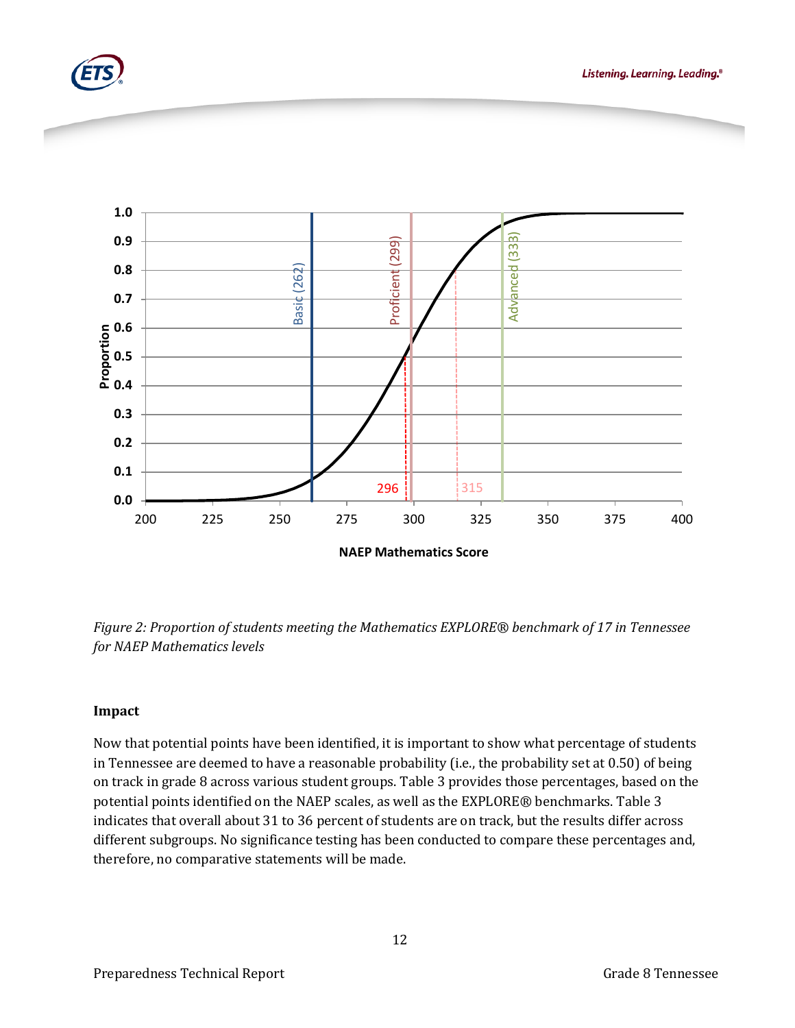*Figure 2: Proportion of students meeting the Mathematics EXPLORE® benchmark of 17 in Tennessee for NAEP Mathematics levels*

**Impact**

Now that potential points have been identified, it is important to show what percentage of students in Tennessee are deemed to have a reasonable probability (i.e., the probability set at 0.50) of being on track in grade 8 across various student groups. Table 3 provides those percentages, based on the potential points identified on the NAEP scales, as well as the EXPLORE® benchmarks. Table 3 indicates that overall about 31 to 36 percent of students are on track, but the results differ across different subgroups. No significance testing has been conducted to compare these percentages and, therefore, no comparative statements will be made.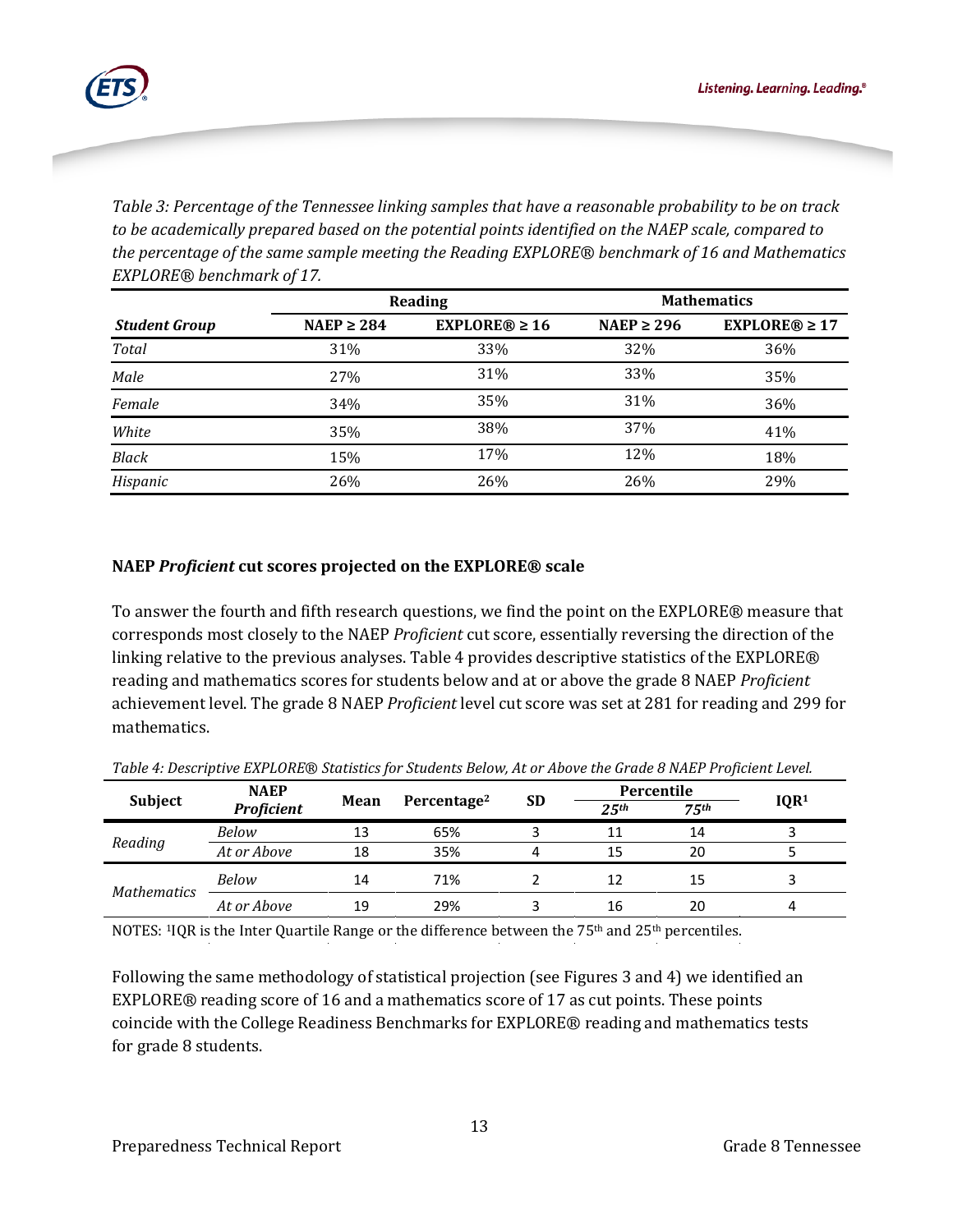*Table 3: Percentage of the Tennessee linking samples that have a reasonable probability to be on track to be academically prepared based on the potential points identified on the NAEP scale, compared to the percentage of the same sample meeting the Reading EXPLORE® benchmark of 16 and Mathematics EXPLORE® benchmark of 17.*

| | Reading | | Mathematics | |
|---|---|---|---|---|
| ***Student Group*** | **NAEP ≥ 284** | **EXPLORE® ≥ 16** | **NAEP ≥ 296** | **EXPLORE® ≥ 17** |
| *Total* | 31% | 33% | 32% | 36% |
| *Male* | 27% | 31% | 33% | 35% |
| *Female* | 34% | 35% | 31% | 36% |
| *White* | 35% | 38% | 37% | 41% |
| *Black* | 15% | 17% | 12% | 18% |
| *Hispanic* | 26% | 26% | 26% | 29% |

## NAEP *Proficient* cut scores projected on the EXPLORE® scale

To answer the fourth and fifth research questions, we find the point on the EXPLORE® measure that corresponds most closely to the NAEP *Proficient* cut score, essentially reversing the direction of the linking relative to the previous analyses. Table 4 provides descriptive statistics of the EXPLORE® reading and mathematics scores for students below and at or above the grade 8 NAEP *Proficient* achievement level. The grade 8 NAEP *Proficient* level cut score was set at 281 for reading and 299 for mathematics.

*Table 4: Descriptive EXPLORE® Statistics for Students Below, At or Above the Grade 8 NAEP Proficient Level.*

| Subject | NAEP *Proficient* | Mean | Percentage[2] | SD | Percentile | | IQR[1] |
|---|---|---|---|---|---|---|---|
| | | | | | *25th* | *75th* | |
| *Reading* | *Below* | 13 | 65% | 3 | 11 | 14 | 3 |
| | *At or Above* | 18 | 35% | 4 | 15 | 20 | 5 |
| *Mathematics* | *Below* | 14 | 71% | 2 | 12 | 15 | 3 |
| | *At or Above* | 19 | 29% | 3 | 16 | 20 | 4 |

NOTES: [1]IQR is the Inter Quartile Range or the difference between the 75th and 25th percentiles.

Following the same methodology of statistical projection (see Figures 3 and 4) we identified an EXPLORE® reading score of 16 and a mathematics score of 17 as cut points. These points coincide with the College Readiness Benchmarks for EXPLORE® reading and mathematics tests for grade 8 students.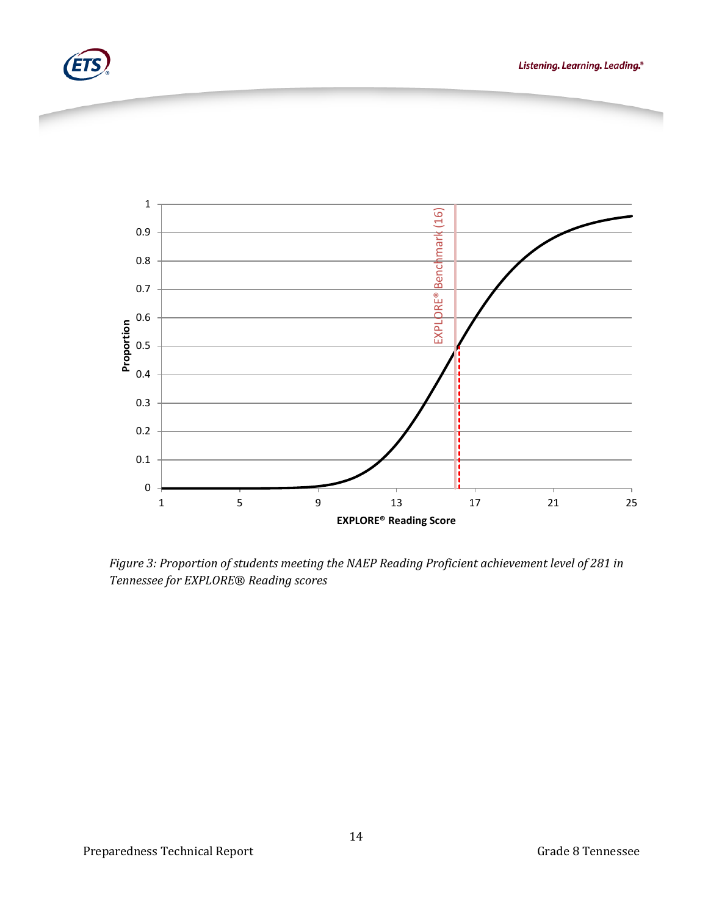*Figure 3: Proportion of students meeting the NAEP Reading Proficient achievement level of 281 in Tennessee for EXPLORE® Reading scores*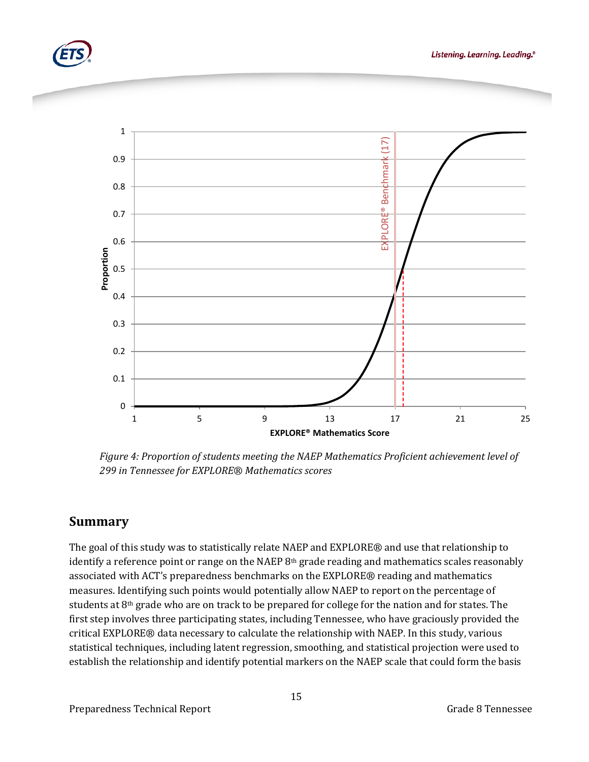*Figure 4: Proportion of students meeting the NAEP Mathematics Proficient achievement level of 299 in Tennessee for EXPLORE® Mathematics scores*

## Summary

The goal of this study was to statistically relate NAEP and EXPLORE® and use that relationship to identify a reference point or range on the NAEP 8th grade reading and mathematics scales reasonably associated with ACT's preparedness benchmarks on the EXPLORE® reading and mathematics measures. Identifying such points would potentially allow NAEP to report on the percentage of students at 8th grade who are on track to be prepared for college for the nation and for states. The first step involves three participating states, including Tennessee, who have graciously provided the critical EXPLORE® data necessary to calculate the relationship with NAEP. In this study, various statistical techniques, including latent regression, smoothing, and statistical projection were used to establish the relationship and identify potential markers on the NAEP scale that could form the basis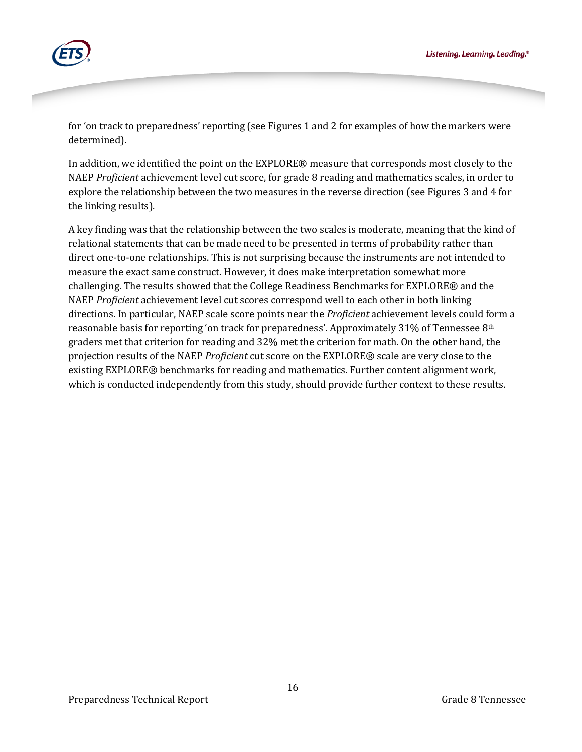for 'on track to preparedness' reporting (see Figures 1 and 2 for examples of how the markers were determined).

In addition, we identified the point on the EXPLORE® measure that corresponds most closely to the NAEP *Proficient* achievement level cut score, for grade 8 reading and mathematics scales, in order to explore the relationship between the two measures in the reverse direction (see Figures 3 and 4 for the linking results).

A key finding was that the relationship between the two scales is moderate, meaning that the kind of relational statements that can be made need to be presented in terms of probability rather than direct one-to-one relationships. This is not surprising because the instruments are not intended to measure the exact same construct. However, it does make interpretation somewhat more challenging. The results showed that the College Readiness Benchmarks for EXPLORE® and the NAEP *Proficient* achievement level cut scores correspond well to each other in both linking directions. In particular, NAEP scale score points near the *Proficient* achievement levels could form a reasonable basis for reporting 'on track for preparedness'. Approximately 31% of Tennessee 8th graders met that criterion for reading and 32% met the criterion for math. On the other hand, the projection results of the NAEP *Proficient* cut score on the EXPLORE® scale are very close to the existing EXPLORE® benchmarks for reading and mathematics. Further content alignment work, which is conducted independently from this study, should provide further context to these results.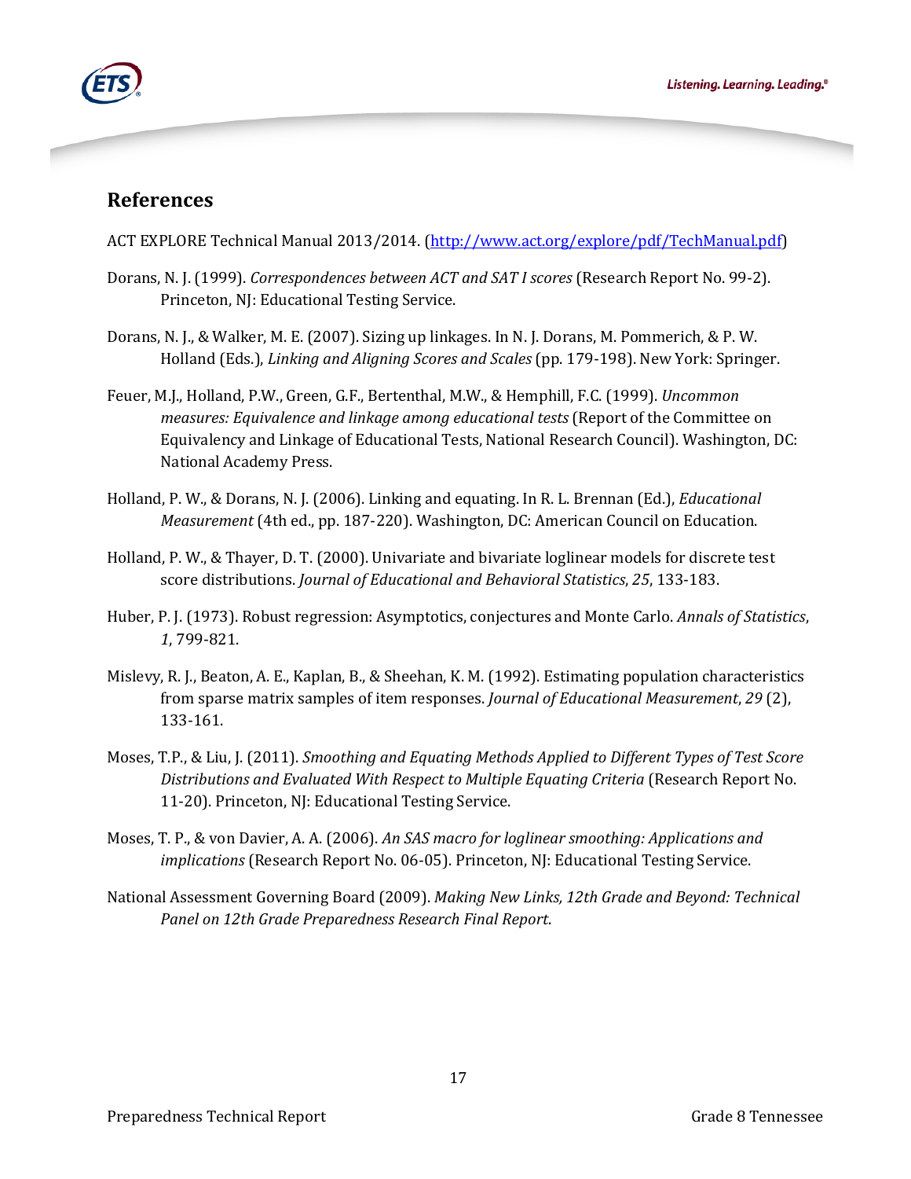## References

ACT EXPLORE Technical Manual 2013/2014. (http://www.act.org/explore/pdf/TechManual.pdf)

Dorans, N. J. (1999). *Correspondences between ACT and SAT I scores* (Research Report No. 99-2). Princeton, NJ: Educational Testing Service.

Dorans, N. J., & Walker, M. E. (2007). Sizing up linkages. In N. J. Dorans, M. Pommerich, & P. W. Holland (Eds.), *Linking and Aligning Scores and Scales* (pp. 179-198). New York: Springer.

Feuer, M.J., Holland, P.W., Green, G.F., Bertenthal, M.W., & Hemphill, F.C. (1999). *Uncommon measures: Equivalence and linkage among educational tests* (Report of the Committee on Equivalency and Linkage of Educational Tests, National Research Council). Washington, DC: National Academy Press.

Holland, P. W., & Dorans, N. J. (2006). Linking and equating. In R. L. Brennan (Ed.), *Educational Measurement* (4th ed., pp. 187-220). Washington, DC: American Council on Education.

Holland, P. W., & Thayer, D. T. (2000). Univariate and bivariate loglinear models for discrete test score distributions. *Journal of Educational and Behavioral Statistics*, *25*, 133-183.

Huber, P. J. (1973). Robust regression: Asymptotics, conjectures and Monte Carlo. *Annals of Statistics*, *1*, 799-821.

Mislevy, R. J., Beaton, A. E., Kaplan, B., & Sheehan, K. M. (1992). Estimating population characteristics from sparse matrix samples of item responses. *Journal of Educational Measurement*, *29* (2), 133-161.

Moses, T.P., & Liu, J. (2011). *Smoothing and Equating Methods Applied to Different Types of Test Score Distributions and Evaluated With Respect to Multiple Equating Criteria* (Research Report No. 11-20). Princeton, NJ: Educational Testing Service.

Moses, T. P., & von Davier, A. A. (2006). *An SAS macro for loglinear smoothing: Applications and implications* (Research Report No. 06-05). Princeton, NJ: Educational Testing Service.

National Assessment Governing Board (2009). *Making New Links, 12th Grade and Beyond: Technical Panel on 12th Grade Preparedness Research Final Report.*